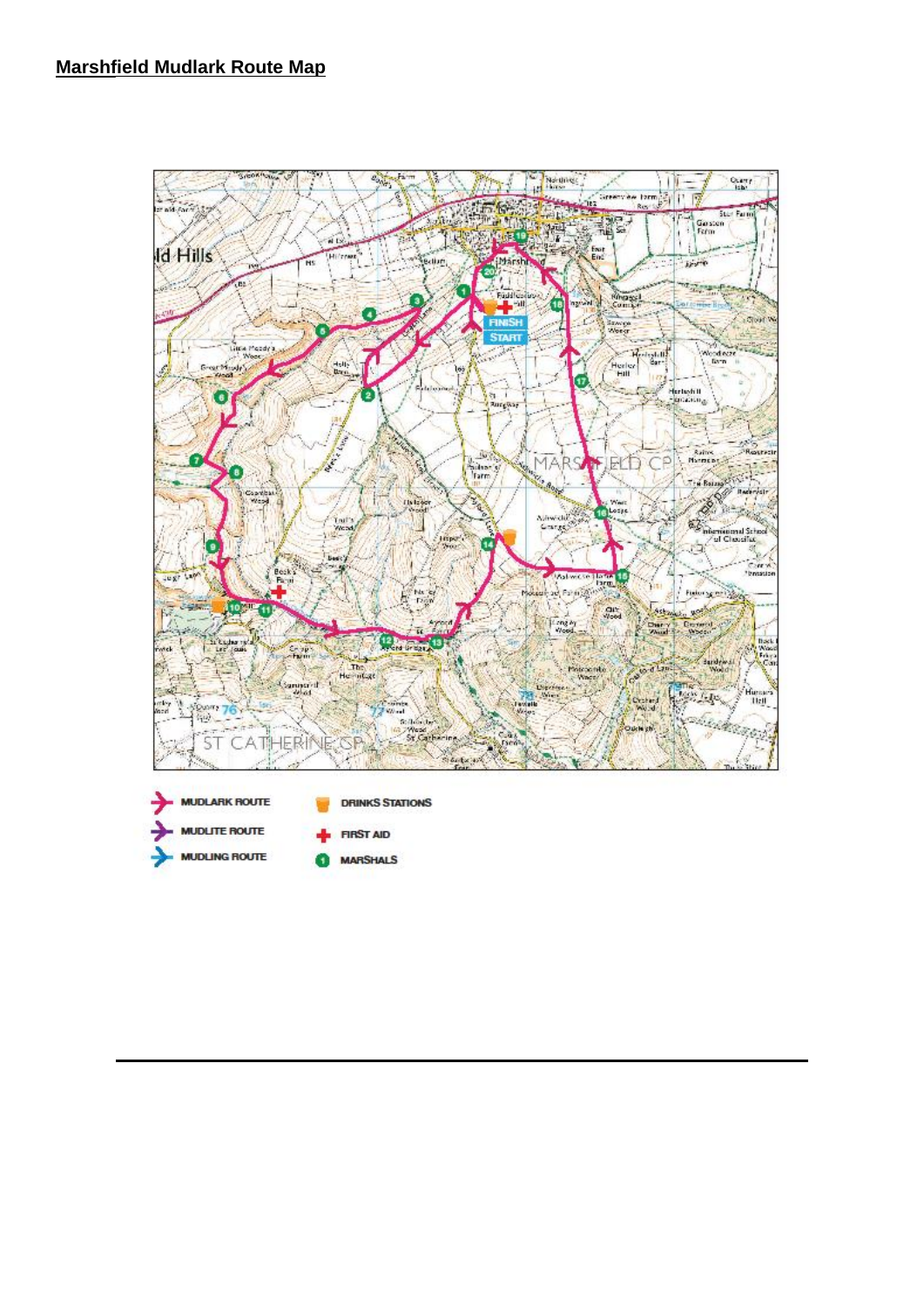## Marshfield Mudlark Route Map

MUDLARK ROUTE

MUDLITE ROUTE

MUDLING ROUTE

DRINKS STATIONS

FIRST AID

MARSHALS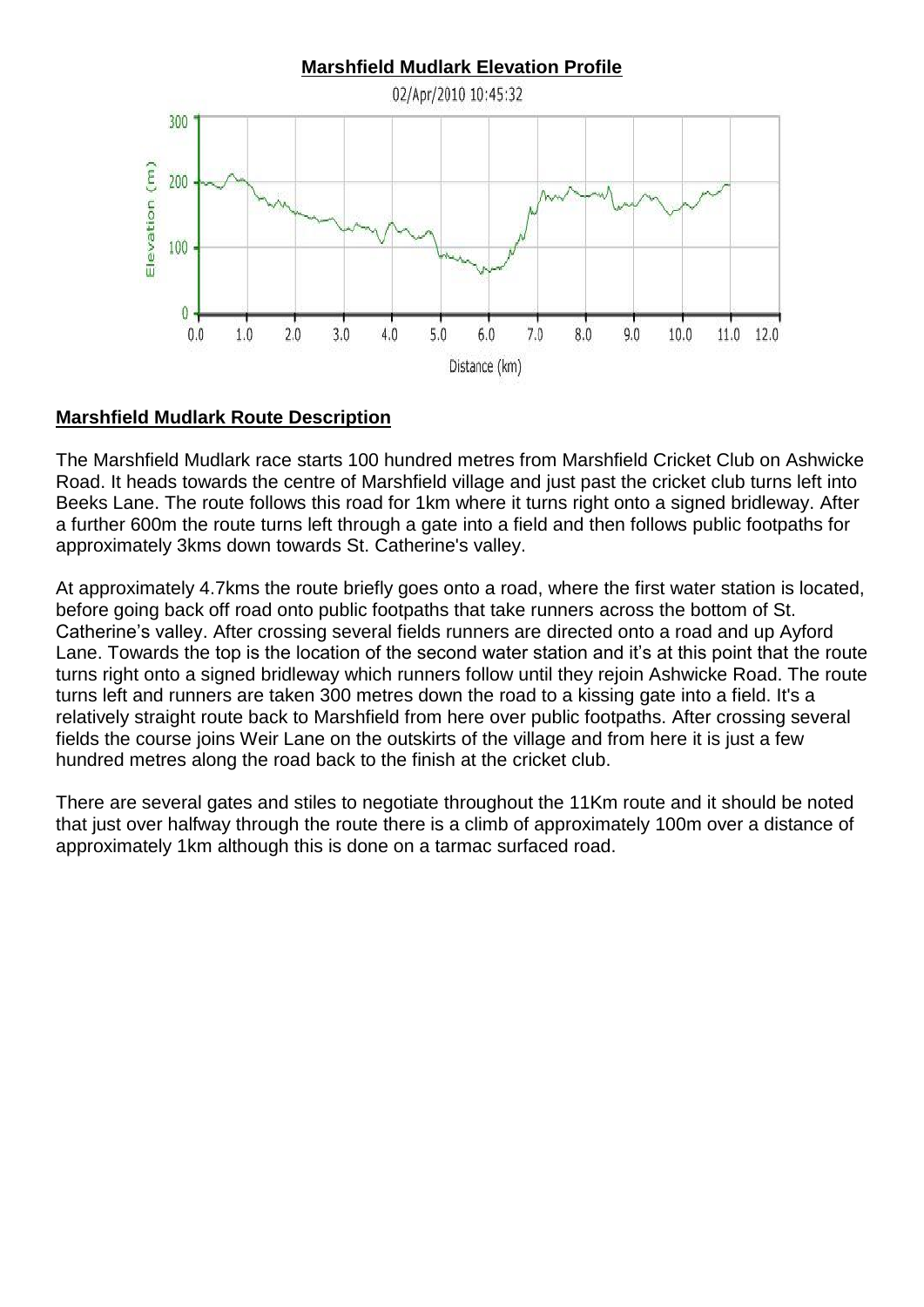## Marshfield Mudlark Elevation Profile

02/Apr/2010 10:45:32

Elevation (m)

300
200
100
0

0.0 1.0 2.0 3.0 4.0 5.0 6.0 7.0 8.0 9.0 10.0 11.0 12.0

Distance (km)

## Marshfield Mudlark Route Description

The Marshfield Mudlark race starts 100 hundred metres from Marshfield Cricket Club on Ashwicke Road. It heads towards the centre of Marshfield village and just past the cricket club turns left into Beeks Lane. The route follows this road for 1km where it turns right onto a signed bridleway. After a further 600m the route turns left through a gate into a field and then follows public footpaths for approximately 3kms down towards St. Catherine's valley.

At approximately 4.7kms the route briefly goes onto a road, where the first water station is located, before going back off road onto public footpaths that take runners across the bottom of St. Catherine's valley. After crossing several fields runners are directed onto a road and up Ayford Lane. Towards the top is the location of the second water station and it's at this point that the route turns right onto a signed bridleway which runners follow until they rejoin Ashwicke Road. The route turns left and runners are taken 300 metres down the road to a kissing gate into a field. It's a relatively straight route back to Marshfield from here over public footpaths. After crossing several fields the course joins Weir Lane on the outskirts of the village and from here it is just a few hundred metres along the road back to the finish at the cricket club.

There are several gates and stiles to negotiate throughout the 11Km route and it should be noted that just over halfway through the route there is a climb of approximately 100m over a distance of approximately 1km although this is done on a tarmac surfaced road.